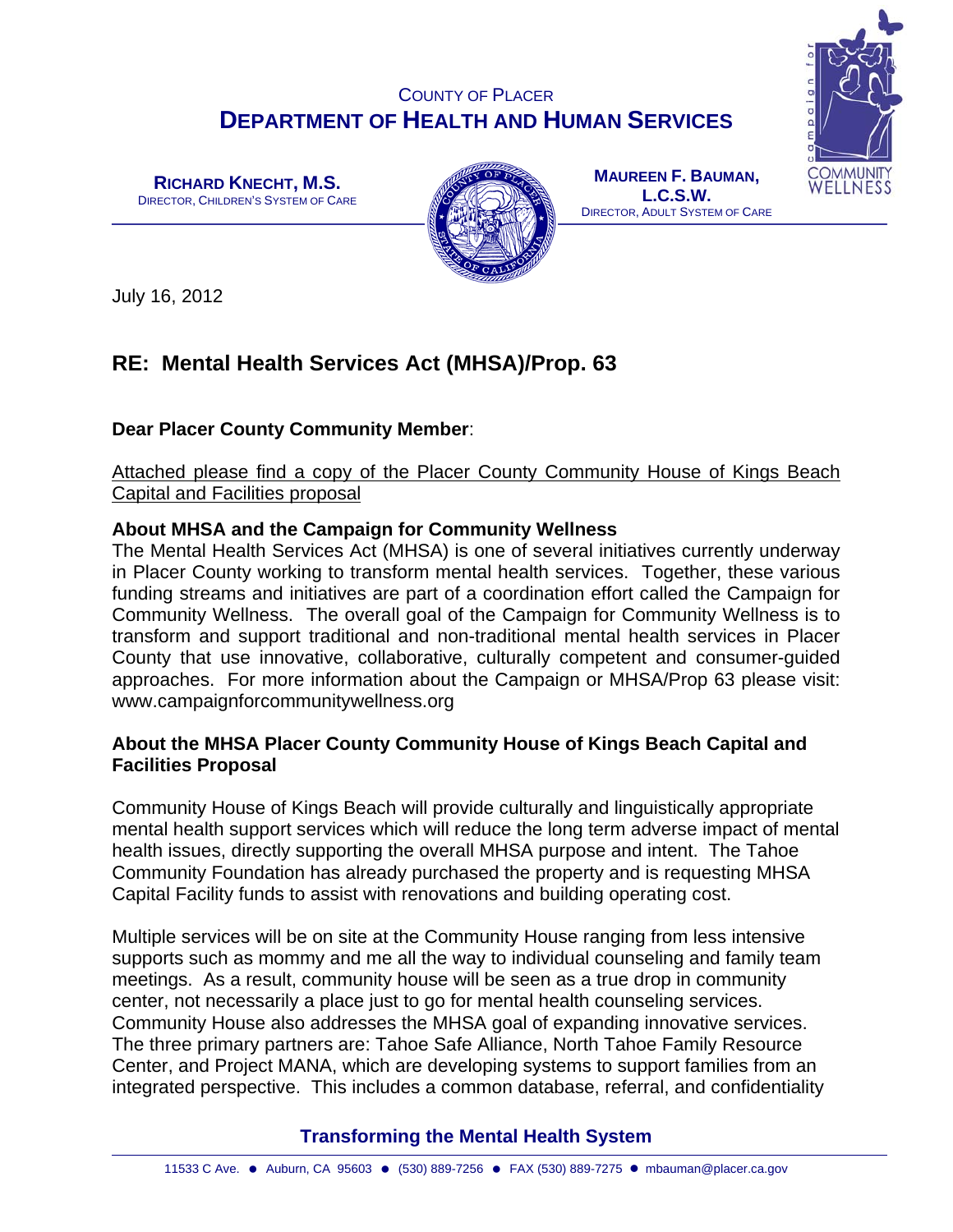COUNTY OF PLACER

# DEPARTMENT OF HEALTH AND HUMAN SERVICES

**RICHARD KNECHT, M.S.**
DIRECTOR, CHILDREN'S SYSTEM OF CARE

**MAUREEN F. BAUMAN, L.C.S.W.**
DIRECTOR, ADULT SYSTEM OF CARE

July 16, 2012

## RE: Mental Health Services Act (MHSA)/Prop. 63

**Dear Placer County Community Member**:

Attached please find a copy of the Placer County Community House of Kings Beach Capital and Facilities proposal

**About MHSA and the Campaign for Community Wellness**
The Mental Health Services Act (MHSA) is one of several initiatives currently underway in Placer County working to transform mental health services. Together, these various funding streams and initiatives are part of a coordination effort called the Campaign for Community Wellness. The overall goal of the Campaign for Community Wellness is to transform and support traditional and non-traditional mental health services in Placer County that use innovative, collaborative, culturally competent and consumer-guided approaches. For more information about the Campaign or MHSA/Prop 63 please visit: www.campaignforcommunitywellness.org

**About the MHSA Placer County Community House of Kings Beach Capital and Facilities Proposal**

Community House of Kings Beach will provide culturally and linguistically appropriate mental health support services which will reduce the long term adverse impact of mental health issues, directly supporting the overall MHSA purpose and intent. The Tahoe Community Foundation has already purchased the property and is requesting MHSA Capital Facility funds to assist with renovations and building operating cost.

Multiple services will be on site at the Community House ranging from less intensive supports such as mommy and me all the way to individual counseling and family team meetings. As a result, community house will be seen as a true drop in community center, not necessarily a place just to go for mental health counseling services. Community House also addresses the MHSA goal of expanding innovative services. The three primary partners are: Tahoe Safe Alliance, North Tahoe Family Resource Center, and Project MANA, which are developing systems to support families from an integrated perspective. This includes a common database, referral, and confidentiality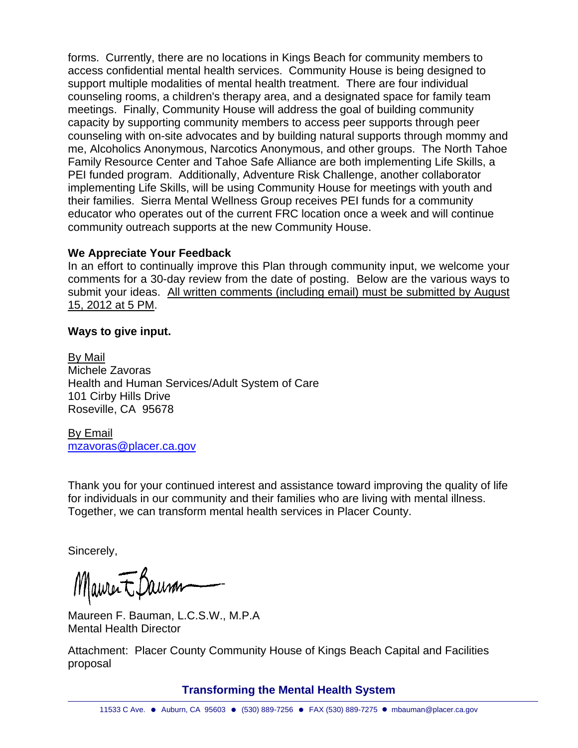forms. Currently, there are no locations in Kings Beach for community members to access confidential mental health services. Community House is being designed to support multiple modalities of mental health treatment. There are four individual counseling rooms, a children's therapy area, and a designated space for family team meetings. Finally, Community House will address the goal of building community capacity by supporting community members to access peer supports through peer counseling with on-site advocates and by building natural supports through mommy and me, Alcoholics Anonymous, Narcotics Anonymous, and other groups. The North Tahoe Family Resource Center and Tahoe Safe Alliance are both implementing Life Skills, a PEI funded program. Additionally, Adventure Risk Challenge, another collaborator implementing Life Skills, will be using Community House for meetings with youth and their families. Sierra Mental Wellness Group receives PEI funds for a community educator who operates out of the current FRC location once a week and will continue community outreach supports at the new Community House.

**We Appreciate Your Feedback**

In an effort to continually improve this Plan through community input, we welcome your comments for a 30-day review from the date of posting. Below are the various ways to submit your ideas. All written comments (including email) must be submitted by August 15, 2012 at 5 PM.

**Ways to give input.**

By Mail
Michele Zavoras
Health and Human Services/Adult System of Care
101 Cirby Hills Drive
Roseville, CA 95678

By Email
mzavoras@placer.ca.gov

Thank you for your continued interest and assistance toward improving the quality of life for individuals in our community and their families who are living with mental illness. Together, we can transform mental health services in Placer County.

Sincerely,

Maureen F. Bauman, L.C.S.W., M.P.A
Mental Health Director

Attachment: Placer County Community House of Kings Beach Capital and Facilities proposal

**Transforming the Mental Health System**

11533 C Ave. ● Auburn, CA 95603 ● (530) 889-7256 ● FAX (530) 889-7275 ● mbauman@placer.ca.gov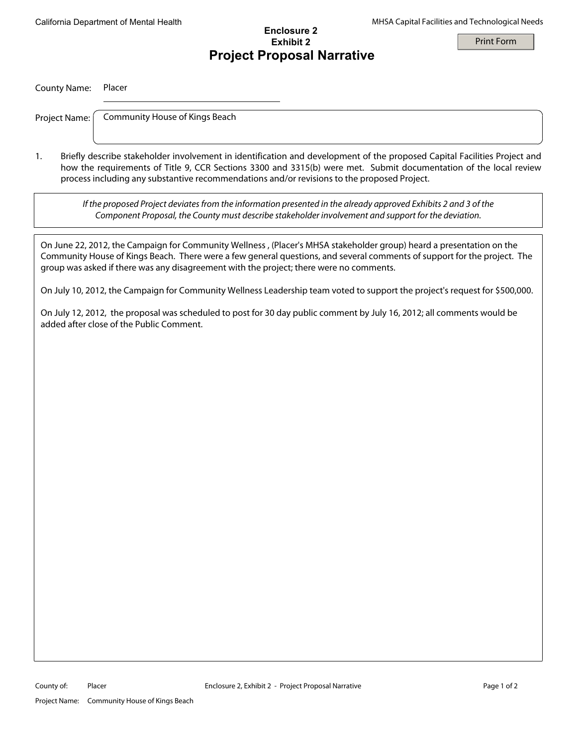California Department of Mental Health

MHSA Capital Facilities and Technological Needs

**Enclosure 2**
**Exhibit 2**

# Project Proposal Narrative

County Name: Placer

Project Name: Community House of Kings Beach

1. Briefly describe stakeholder involvement in identification and development of the proposed Capital Facilities Project and how the requirements of Title 9, CCR Sections 3300 and 3315(b) were met. Submit documentation of the local review process including any substantive recommendations and/or revisions to the proposed Project.

*If the proposed Project deviates from the information presented in the already approved Exhibits 2 and 3 of the Component Proposal, the County must describe stakeholder involvement and support for the deviation.*

On June 22, 2012, the Campaign for Community Wellness , (Placer's MHSA stakeholder group) heard a presentation on the Community House of Kings Beach. There were a few general questions, and several comments of support for the project. The group was asked if there was any disagreement with the project; there were no comments.

On July 10, 2012, the Campaign for Community Wellness Leadership team voted to support the project's request for $500,000.

On July 12, 2012, the proposal was scheduled to post for 30 day public comment by July 16, 2012; all comments would be added after close of the Public Comment.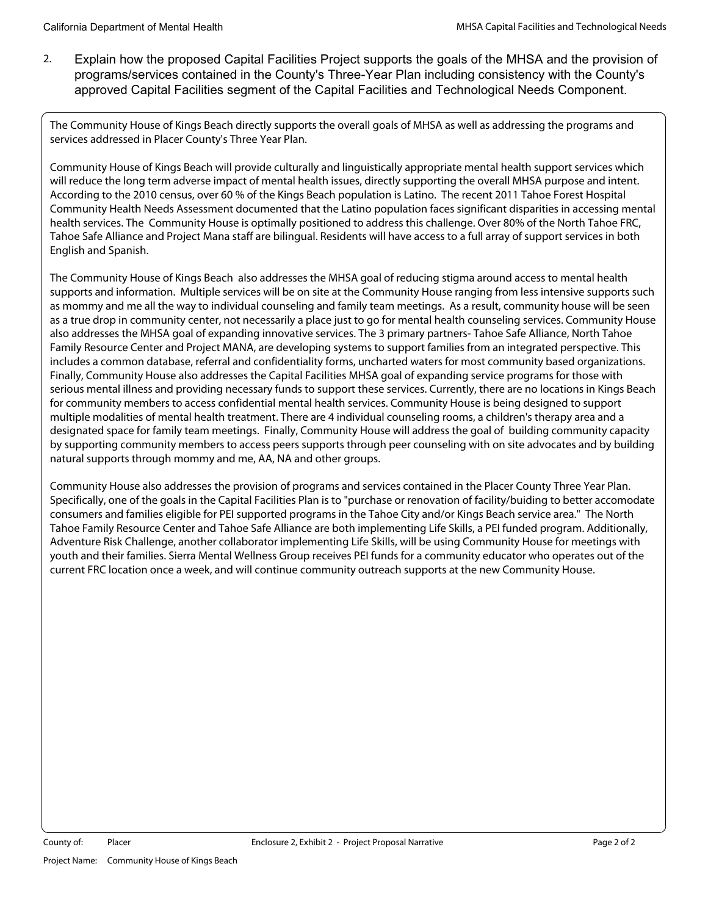2. Explain how the proposed Capital Facilities Project supports the goals of the MHSA and the provision of programs/services contained in the County's Three-Year Plan including consistency with the County's approved Capital Facilities segment of the Capital Facilities and Technological Needs Component.

The Community House of Kings Beach directly supports the overall goals of MHSA as well as addressing the programs and services addressed in Placer County's Three Year Plan.

Community House of Kings Beach will provide culturally and linguistically appropriate mental health support services which will reduce the long term adverse impact of mental health issues, directly supporting the overall MHSA purpose and intent. According to the 2010 census, over 60 % of the Kings Beach population is Latino. The recent 2011 Tahoe Forest Hospital Community Health Needs Assessment documented that the Latino population faces significant disparities in accessing mental health services. The Community House is optimally positioned to address this challenge. Over 80% of the North Tahoe FRC, Tahoe Safe Alliance and Project Mana staff are bilingual. Residents will have access to a full array of support services in both English and Spanish.

The Community House of Kings Beach also addresses the MHSA goal of reducing stigma around access to mental health supports and information. Multiple services will be on site at the Community House ranging from less intensive supports such as mommy and me all the way to individual counseling and family team meetings. As a result, community house will be seen as a true drop in community center, not necessarily a place just to go for mental health counseling services. Community House also addresses the MHSA goal of expanding innovative services. The 3 primary partners- Tahoe Safe Alliance, North Tahoe Family Resource Center and Project MANA, are developing systems to support families from an integrated perspective. This includes a common database, referral and confidentiality forms, uncharted waters for most community based organizations. Finally, Community House also addresses the Capital Facilities MHSA goal of expanding service programs for those with serious mental illness and providing necessary funds to support these services. Currently, there are no locations in Kings Beach for community members to access confidential mental health services. Community House is being designed to support multiple modalities of mental health treatment. There are 4 individual counseling rooms, a children's therapy area and a designated space for family team meetings. Finally, Community House will address the goal of building community capacity by supporting community members to access peers supports through peer counseling with on site advocates and by building natural supports through mommy and me, AA, NA and other groups.

Community House also addresses the provision of programs and services contained in the Placer County Three Year Plan. Specifically, one of the goals in the Capital Facilities Plan is to "purchase or renovation of facility/buiding to better accomodate consumers and families eligible for PEI supported programs in the Tahoe City and/or Kings Beach service area." The North Tahoe Family Resource Center and Tahoe Safe Alliance are both implementing Life Skills, a PEI funded program. Additionally, Adventure Risk Challenge, another collaborator implementing Life Skills, will be using Community House for meetings with youth and their families. Sierra Mental Wellness Group receives PEI funds for a community educator who operates out of the current FRC location once a week, and will continue community outreach supports at the new Community House.

County of: Placer

Enclosure 2, Exhibit 2 - Project Proposal Narrative

Project Name: Community House of Kings Beach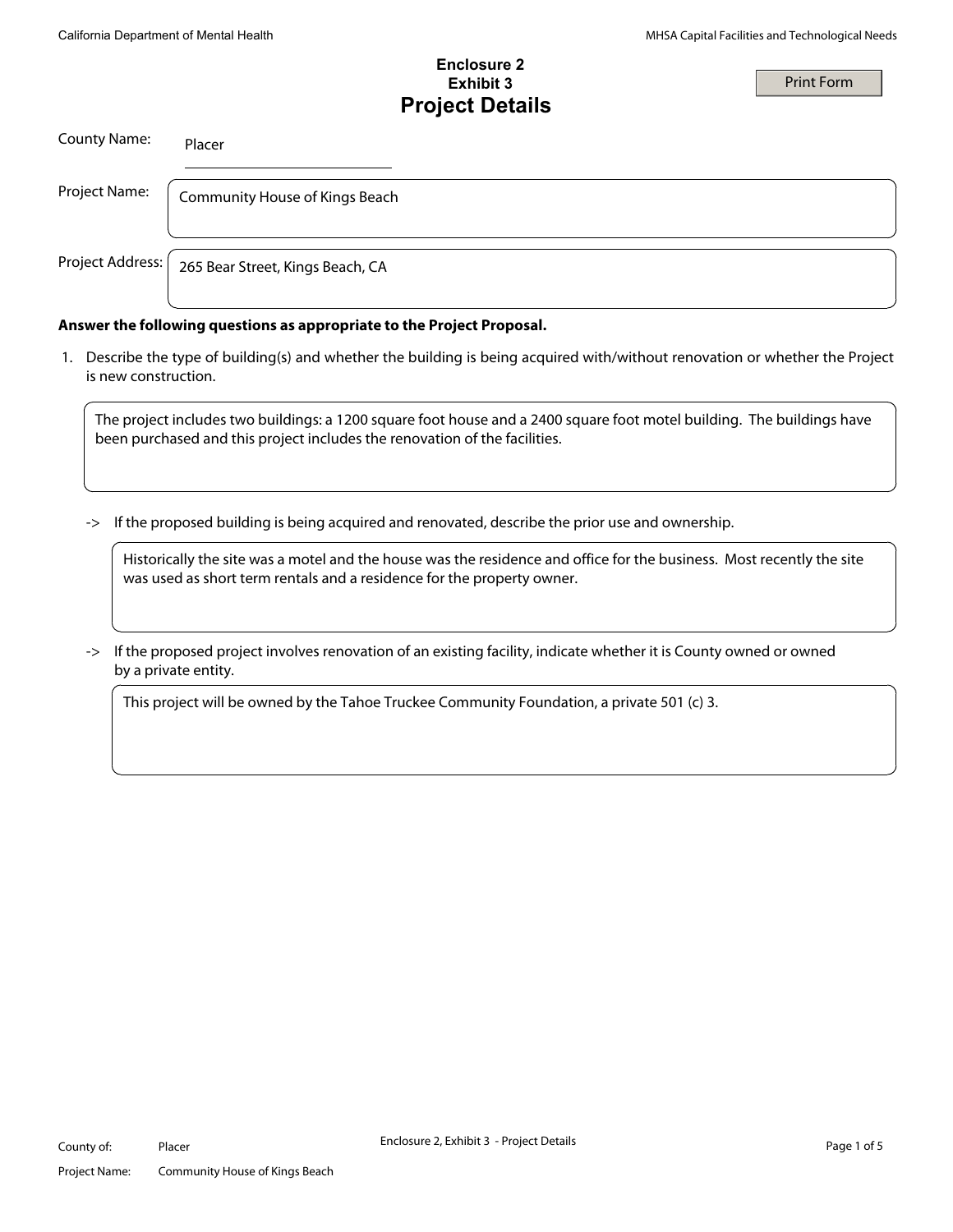# Enclosure 2
## Exhibit 3
# Project Details

County Name: Placer

Project Name: Community House of Kings Beach

Project Address: 265 Bear Street, Kings Beach, CA

**Answer the following questions as appropriate to the Project Proposal.**

1. Describe the type of building(s) and whether the building is being acquired with/without renovation or whether the Project is new construction.

   The project includes two buildings: a 1200 square foot house and a 2400 square foot motel building. The buildings have been purchased and this project includes the renovation of the facilities.

   -> If the proposed building is being acquired and renovated, describe the prior use and ownership.

   Historically the site was a motel and the house was the residence and office for the business. Most recently the site was used as short term rentals and a residence for the property owner.

   -> If the proposed project involves renovation of an existing facility, indicate whether it is County owned or owned by a private entity.

   This project will be owned by the Tahoe Truckee Community Foundation, a private 501 (c) 3.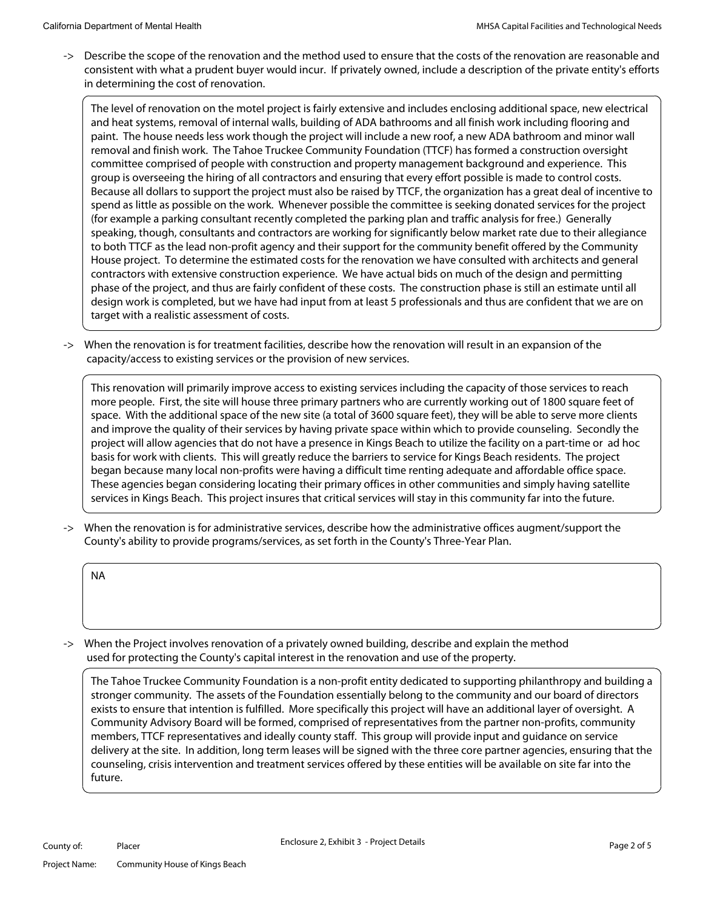-> Describe the scope of the renovation and the method used to ensure that the costs of the renovation are reasonable and consistent with what a prudent buyer would incur. If privately owned, include a description of the private entity's efforts in determining the cost of renovation.

The level of renovation on the motel project is fairly extensive and includes enclosing additional space, new electrical and heat systems, removal of internal walls, building of ADA bathrooms and all finish work including flooring and paint. The house needs less work though the project will include a new roof, a new ADA bathroom and minor wall removal and finish work. The Tahoe Truckee Community Foundation (TTCF) has formed a construction oversight committee comprised of people with construction and property management background and experience. This group is overseeing the hiring of all contractors and ensuring that every effort possible is made to control costs. Because all dollars to support the project must also be raised by TTCF, the organization has a great deal of incentive to spend as little as possible on the work. Whenever possible the committee is seeking donated services for the project (for example a parking consultant recently completed the parking plan and traffic analysis for free.) Generally speaking, though, consultants and contractors are working for significantly below market rate due to their allegiance to both TTCF as the lead non-profit agency and their support for the community benefit offered by the Community House project. To determine the estimated costs for the renovation we have consulted with architects and general contractors with extensive construction experience. We have actual bids on much of the design and permitting phase of the project, and thus are fairly confident of these costs. The construction phase is still an estimate until all design work is completed, but we have had input from at least 5 professionals and thus are confident that we are on target with a realistic assessment of costs.

-> When the renovation is for treatment facilities, describe how the renovation will result in an expansion of the capacity/access to existing services or the provision of new services.

This renovation will primarily improve access to existing services including the capacity of those services to reach more people. First, the site will house three primary partners who are currently working out of 1800 square feet of space. With the additional space of the new site (a total of 3600 square feet), they will be able to serve more clients and improve the quality of their services by having private space within which to provide counseling. Secondly the project will allow agencies that do not have a presence in Kings Beach to utilize the facility on a part-time or ad hoc basis for work with clients. This will greatly reduce the barriers to service for Kings Beach residents. The project began because many local non-profits were having a difficult time renting adequate and affordable office space. These agencies began considering locating their primary offices in other communities and simply having satellite services in Kings Beach. This project insures that critical services will stay in this community far into the future.

-> When the renovation is for administrative services, describe how the administrative offices augment/support the County's ability to provide programs/services, as set forth in the County's Three-Year Plan.

NA

-> When the Project involves renovation of a privately owned building, describe and explain the method used for protecting the County's capital interest in the renovation and use of the property.

The Tahoe Truckee Community Foundation is a non-profit entity dedicated to supporting philanthropy and building a stronger community. The assets of the Foundation essentially belong to the community and our board of directors exists to ensure that intention is fulfilled. More specifically this project will have an additional layer of oversight. A Community Advisory Board will be formed, comprised of representatives from the partner non-profits, community members, TTCF representatives and ideally county staff. This group will provide input and guidance on service delivery at the site. In addition, long term leases will be signed with the three core partner agencies, ensuring that the counseling, crisis intervention and treatment services offered by these entities will be available on site far into the future.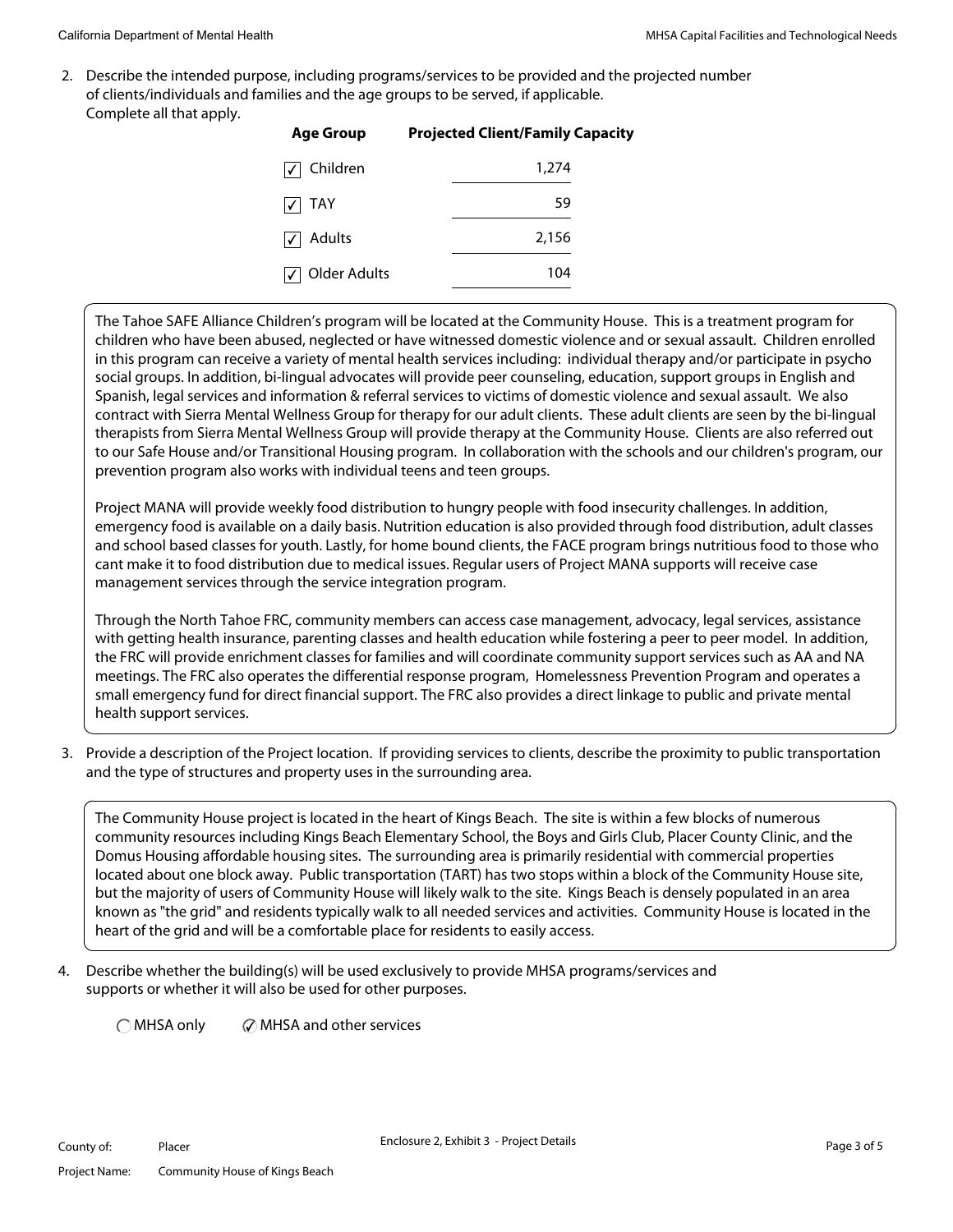2. Describe the intended purpose, including programs/services to be provided and the projected number of clients/individuals and families and the age groups to be served, if applicable.
Complete all that apply.

| Age Group | Projected Client/Family Capacity |
|---|---|
| ☑ Children | 1,274 |
| ☑ TAY | 59 |
| ☑ Adults | 2,156 |
| ☑ Older Adults | 104 |

The Tahoe SAFE Alliance Children's program will be located at the Community House. This is a treatment program for children who have been abused, neglected or have witnessed domestic violence and or sexual assault. Children enrolled in this program can receive a variety of mental health services including: individual therapy and/or participate in psycho social groups. In addition, bi-lingual advocates will provide peer counseling, education, support groups in English and Spanish, legal services and information & referral services to victims of domestic violence and sexual assault. We also contract with Sierra Mental Wellness Group for therapy for our adult clients. These adult clients are seen by the bi-lingual therapists from Sierra Mental Wellness Group will provide therapy at the Community House. Clients are also referred out to our Safe House and/or Transitional Housing program. In collaboration with the schools and our children's program, our prevention program also works with individual teens and teen groups.

Project MANA will provide weekly food distribution to hungry people with food insecurity challenges. In addition, emergency food is available on a daily basis. Nutrition education is also provided through food distribution, adult classes and school based classes for youth. Lastly, for home bound clients, the FACE program brings nutritious food to those who cant make it to food distribution due to medical issues. Regular users of Project MANA supports will receive case management services through the service integration program.

Through the North Tahoe FRC, community members can access case management, advocacy, legal services, assistance with getting health insurance, parenting classes and health education while fostering a peer to peer model. In addition, the FRC will provide enrichment classes for families and will coordinate community support services such as AA and NA meetings. The FRC also operates the differential response program, Homelessness Prevention Program and operates a small emergency fund for direct financial support. The FRC also provides a direct linkage to public and private mental health support services.

3. Provide a description of the Project location. If providing services to clients, describe the proximity to public transportation and the type of structures and property uses in the surrounding area.

The Community House project is located in the heart of Kings Beach. The site is within a few blocks of numerous community resources including Kings Beach Elementary School, the Boys and Girls Club, Placer County Clinic, and the Domus Housing affordable housing sites. The surrounding area is primarily residential with commercial properties located about one block away. Public transportation (TART) has two stops within a block of the Community House site, but the majority of users of Community House will likely walk to the site. Kings Beach is densely populated in an area known as "the grid" and residents typically walk to all needed services and activities. Community House is located in the heart of the grid and will be a comfortable place for residents to easily access.

4. Describe whether the building(s) will be used exclusively to provide MHSA programs/services and supports or whether it will also be used for other purposes.

○ MHSA only ◉ MHSA and other services

County of: Placer
Project Name: Community House of Kings Beach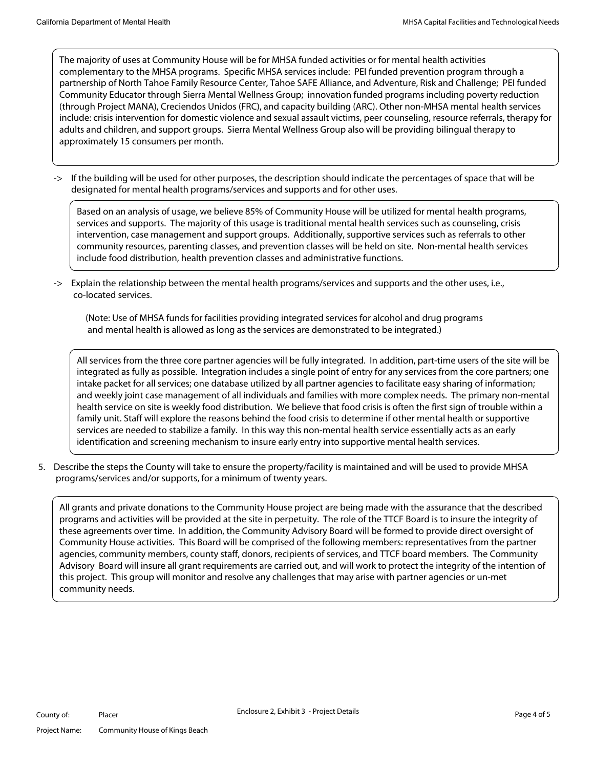The majority of uses at Community House will be for MHSA funded activities or for mental health activities complementary to the MHSA programs. Specific MHSA services include: PEI funded prevention program through a partnership of North Tahoe Family Resource Center, Tahoe SAFE Alliance, and Adventure, Risk and Challenge; PEI funded Community Educator through Sierra Mental Wellness Group; innovation funded programs including poverty reduction (through Project MANA), Creciendos Unidos (FRC), and capacity building (ARC). Other non-MHSA mental health services include: crisis intervention for domestic violence and sexual assault victims, peer counseling, resource referrals, therapy for adults and children, and support groups. Sierra Mental Wellness Group also will be providing bilingual therapy to approximately 15 consumers per month.

-> If the building will be used for other purposes, the description should indicate the percentages of space that will be designated for mental health programs/services and supports and for other uses.

Based on an analysis of usage, we believe 85% of Community House will be utilized for mental health programs, services and supports. The majority of this usage is traditional mental health services such as counseling, crisis intervention, case management and support groups. Additionally, supportive services such as referrals to other community resources, parenting classes, and prevention classes will be held on site. Non-mental health services include food distribution, health prevention classes and administrative functions.

-> Explain the relationship between the mental health programs/services and supports and the other uses, i.e., co-located services.

(Note: Use of MHSA funds for facilities providing integrated services for alcohol and drug programs and mental health is allowed as long as the services are demonstrated to be integrated.)

All services from the three core partner agencies will be fully integrated. In addition, part-time users of the site will be integrated as fully as possible. Integration includes a single point of entry for any services from the core partners; one intake packet for all services; one database utilized by all partner agencies to facilitate easy sharing of information; and weekly joint case management of all individuals and families with more complex needs. The primary non-mental health service on site is weekly food distribution. We believe that food crisis is often the first sign of trouble within a family unit. Staff will explore the reasons behind the food crisis to determine if other mental health or supportive services are needed to stabilize a family. In this way this non-mental health service essentially acts as an early identification and screening mechanism to insure early entry into supportive mental health services.

5. Describe the steps the County will take to ensure the property/facility is maintained and will be used to provide MHSA programs/services and/or supports, for a minimum of twenty years.

All grants and private donations to the Community House project are being made with the assurance that the described programs and activities will be provided at the site in perpetuity. The role of the TTCF Board is to insure the integrity of these agreements over time. In addition, the Community Advisory Board will be formed to provide direct oversight of Community House activities. This Board will be comprised of the following members: representatives from the partner agencies, community members, county staff, donors, recipients of services, and TTCF board members. The Community Advisory Board will insure all grant requirements are carried out, and will work to protect the integrity of the intention of this project. This group will monitor and resolve any challenges that may arise with partner agencies or un-met community needs.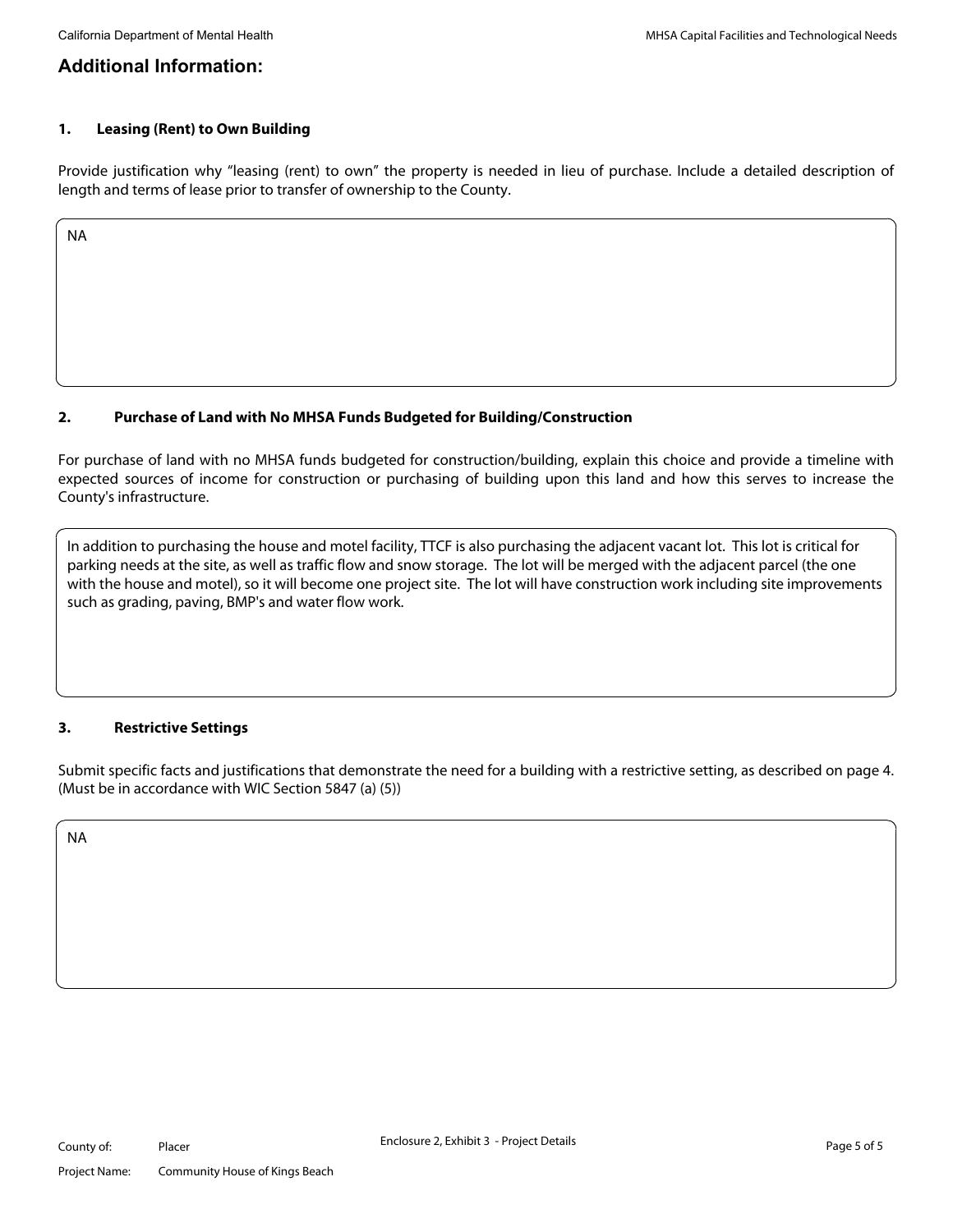## Additional Information:

### 1. Leasing (Rent) to Own Building

Provide justification why "leasing (rent) to own" the property is needed in lieu of purchase. Include a detailed description of length and terms of lease prior to transfer of ownership to the County.

NA

### 2. Purchase of Land with No MHSA Funds Budgeted for Building/Construction

For purchase of land with no MHSA funds budgeted for construction/building, explain this choice and provide a timeline with expected sources of income for construction or purchasing of building upon this land and how this serves to increase the County's infrastructure.

In addition to purchasing the house and motel facility, TTCF is also purchasing the adjacent vacant lot. This lot is critical for parking needs at the site, as well as traffic flow and snow storage. The lot will be merged with the adjacent parcel (the one with the house and motel), so it will become one project site. The lot will have construction work including site improvements such as grading, paving, BMP's and water flow work.

### 3. Restrictive Settings

Submit specific facts and justifications that demonstrate the need for a building with a restrictive setting, as described on page 4. (Must be in accordance with WIC Section 5847 (a) (5))

NA

County of: Placer

Project Name: Community House of Kings Beach

Enclosure 2, Exhibit 3 - Project Details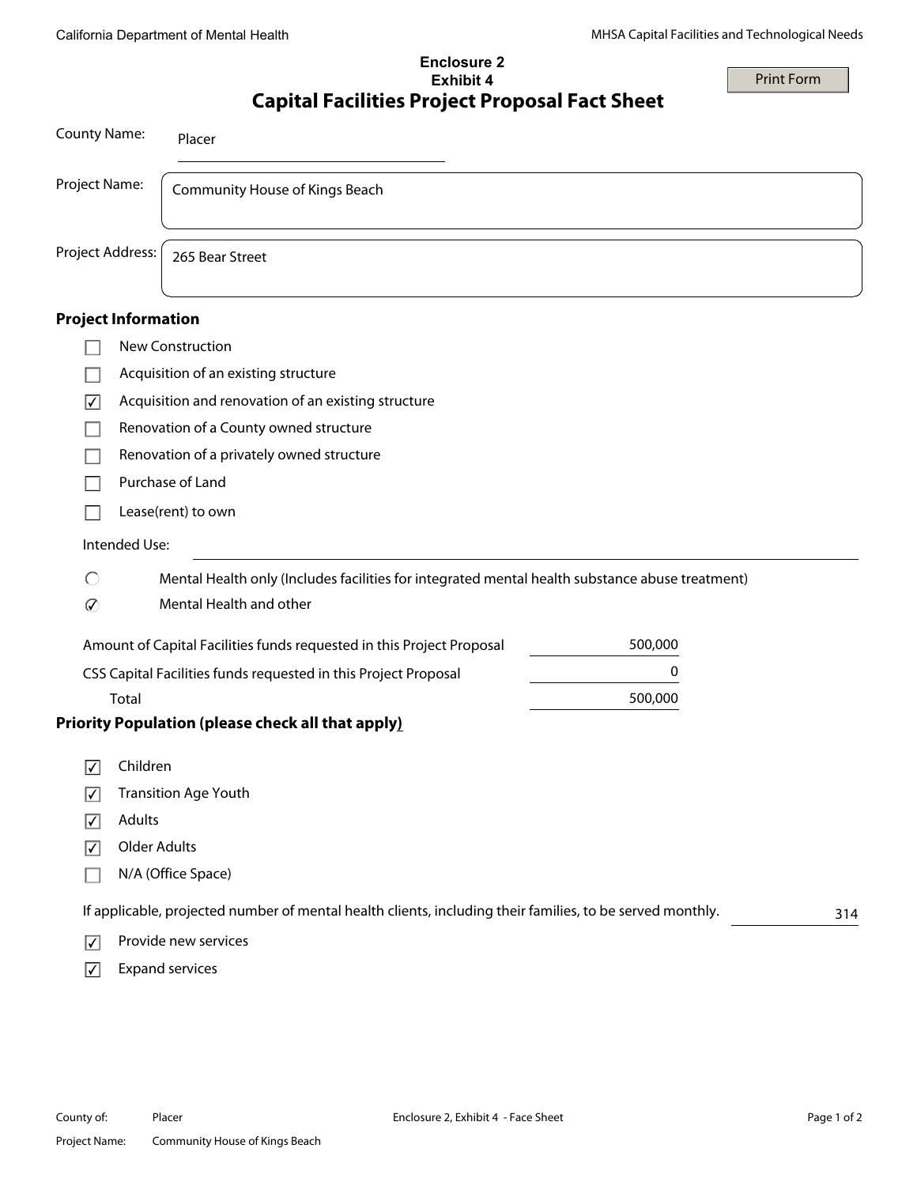**Enclosure 2**
**Exhibit 4**

# Capital Facilities Project Proposal Fact Sheet

County Name: Placer

Project Name: Community House of Kings Beach

Project Address: 265 Bear Street

## Project Information

- ☐ New Construction
- ☐ Acquisition of an existing structure
- ☑ Acquisition and renovation of an existing structure
- ☐ Renovation of a County owned structure
- ☐ Renovation of a privately owned structure
- ☐ Purchase of Land
- ☐ Lease(rent) to own

Intended Use:

- ○ Mental Health only (Includes facilities for integrated mental health substance abuse treatment)
- ◉ Mental Health and other

| | |
|---|---|
| Amount of Capital Facilities funds requested in this Project Proposal | 500,000 |
| CSS Capital Facilities funds requested in this Project Proposal | 0 |
| Total | 500,000 |

## Priority Population (please check all that apply)

- ☑ Children
- ☑ Transition Age Youth
- ☑ Adults
- ☑ Older Adults
- ☐ N/A (Office Space)

If applicable, projected number of mental health clients, including their families, to be served monthly. 314

- ☑ Provide new services
- ☑ Expand services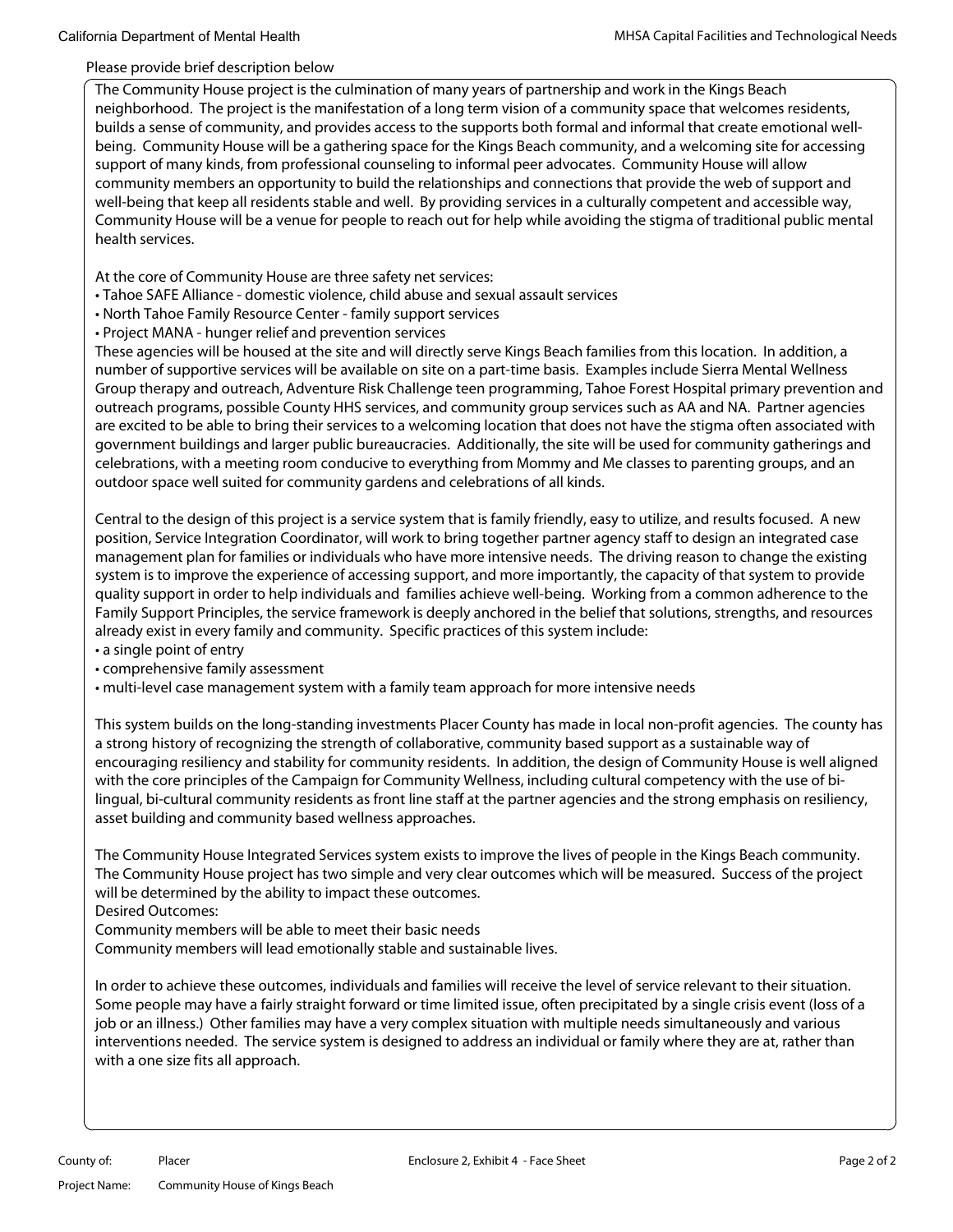Please provide brief description below

The Community House project is the culmination of many years of partnership and work in the Kings Beach neighborhood. The project is the manifestation of a long term vision of a community space that welcomes residents, builds a sense of community, and provides access to the supports both formal and informal that create emotional well-being. Community House will be a gathering space for the Kings Beach community, and a welcoming site for accessing support of many kinds, from professional counseling to informal peer advocates. Community House will allow community members an opportunity to build the relationships and connections that provide the web of support and well-being that keep all residents stable and well. By providing services in a culturally competent and accessible way, Community House will be a venue for people to reach out for help while avoiding the stigma of traditional public mental health services.

At the core of Community House are three safety net services:

- Tahoe SAFE Alliance - domestic violence, child abuse and sexual assault services
- North Tahoe Family Resource Center - family support services
- Project MANA - hunger relief and prevention services

These agencies will be housed at the site and will directly serve Kings Beach families from this location. In addition, a number of supportive services will be available on site on a part-time basis. Examples include Sierra Mental Wellness Group therapy and outreach, Adventure Risk Challenge teen programming, Tahoe Forest Hospital primary prevention and outreach programs, possible County HHS services, and community group services such as AA and NA. Partner agencies are excited to be able to bring their services to a welcoming location that does not have the stigma often associated with government buildings and larger public bureaucracies. Additionally, the site will be used for community gatherings and celebrations, with a meeting room conducive to everything from Mommy and Me classes to parenting groups, and an outdoor space well suited for community gardens and celebrations of all kinds.

Central to the design of this project is a service system that is family friendly, easy to utilize, and results focused. A new position, Service Integration Coordinator, will work to bring together partner agency staff to design an integrated case management plan for families or individuals who have more intensive needs. The driving reason to change the existing system is to improve the experience of accessing support, and more importantly, the capacity of that system to provide quality support in order to help individuals and families achieve well-being. Working from a common adherence to the Family Support Principles, the service framework is deeply anchored in the belief that solutions, strengths, and resources already exist in every family and community. Specific practices of this system include:

- a single point of entry
- comprehensive family assessment
- multi-level case management system with a family team approach for more intensive needs

This system builds on the long-standing investments Placer County has made in local non-profit agencies. The county has a strong history of recognizing the strength of collaborative, community based support as a sustainable way of encouraging resiliency and stability for community residents. In addition, the design of Community House is well aligned with the core principles of the Campaign for Community Wellness, including cultural competency with the use of bi-lingual, bi-cultural community residents as front line staff at the partner agencies and the strong emphasis on resiliency, asset building and community based wellness approaches.

The Community House Integrated Services system exists to improve the lives of people in the Kings Beach community. The Community House project has two simple and very clear outcomes which will be measured. Success of the project will be determined by the ability to impact these outcomes.

Desired Outcomes:

Community members will be able to meet their basic needs

Community members will lead emotionally stable and sustainable lives.

In order to achieve these outcomes, individuals and families will receive the level of service relevant to their situation. Some people may have a fairly straight forward or time limited issue, often precipitated by a single crisis event (loss of a job or an illness.) Other families may have a very complex situation with multiple needs simultaneously and various interventions needed. The service system is designed to address an individual or family where they are at, rather than with a one size fits all approach.

County of: Placer

Project Name: Community House of Kings Beach

Enclosure 2, Exhibit 4 - Face Sheet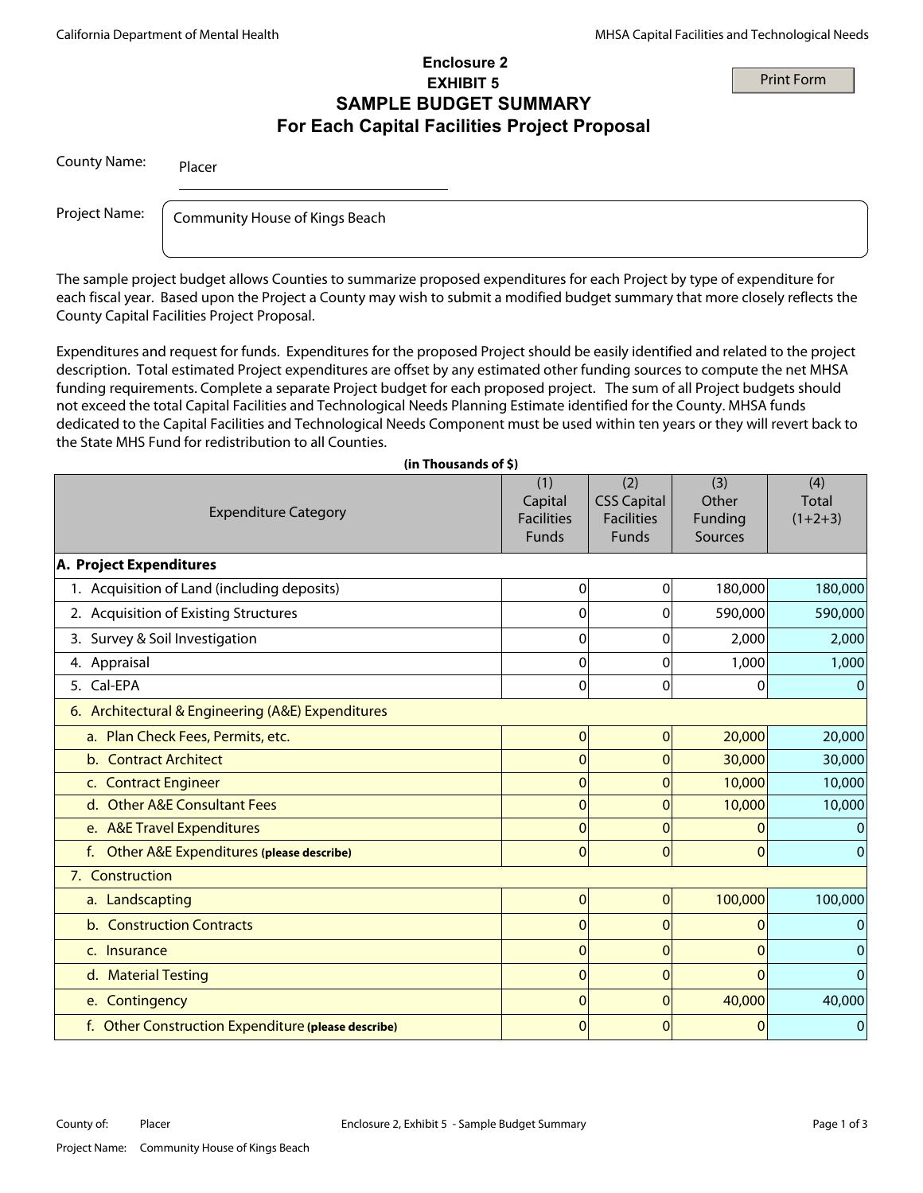California Department of Mental Health

MHSA Capital Facilities and Technological Needs

## Enclosure 2
## EXHIBIT 5
# SAMPLE BUDGET SUMMARY
## For Each Capital Facilities Project Proposal

Print Form

County Name: Placer

Project Name: Community House of Kings Beach

The sample project budget allows Counties to summarize proposed expenditures for each Project by type of expenditure for each fiscal year. Based upon the Project a County may wish to submit a modified budget summary that more closely reflects the County Capital Facilities Project Proposal.

Expenditures and request for funds. Expenditures for the proposed Project should be easily identified and related to the project description. Total estimated Project expenditures are offset by any estimated other funding sources to compute the net MHSA funding requirements. Complete a separate Project budget for each proposed project. The sum of all Project budgets should not exceed the total Capital Facilities and Technological Needs Planning Estimate identified for the County. MHSA funds dedicated to the Capital Facilities and Technological Needs Component must be used within ten years or they will revert back to the State MHS Fund for redistribution to all Counties.

**(in Thousands of $)**

| Expenditure Category | (1) Capital Facilities Funds | (2) CSS Capital Facilities Funds | (3) Other Funding Sources | (4) Total (1+2+3) |
|---|---|---|---|---|
| **A. Project Expenditures** | | | | |
| 1. Acquisition of Land (including deposits) | 0 | 0 | 180,000 | 180,000 |
| 2. Acquisition of Existing Structures | 0 | 0 | 590,000 | 590,000 |
| 3. Survey & Soil Investigation | 0 | 0 | 2,000 | 2,000 |
| 4. Appraisal | 0 | 0 | 1,000 | 1,000 |
| 5. Cal-EPA | 0 | 0 | 0 | 0 |
| 6. Architectural & Engineering (A&E) Expenditures | | | | |
| a. Plan Check Fees, Permits, etc. | 0 | 0 | 20,000 | 20,000 |
| b. Contract Architect | 0 | 0 | 30,000 | 30,000 |
| c. Contract Engineer | 0 | 0 | 10,000 | 10,000 |
| d. Other A&E Consultant Fees | 0 | 0 | 10,000 | 10,000 |
| e. A&E Travel Expenditures | 0 | 0 | 0 | 0 |
| f. Other A&E Expenditures **(please describe)** | 0 | 0 | 0 | 0 |
| 7. Construction | | | | |
| a. Landscapting | 0 | 0 | 100,000 | 100,000 |
| b. Construction Contracts | 0 | 0 | 0 | 0 |
| c. Insurance | 0 | 0 | 0 | 0 |
| d. Material Testing | 0 | 0 | 0 | 0 |
| e. Contingency | 0 | 0 | 40,000 | 40,000 |
| f. Other Construction Expenditure **(please describe)** | 0 | 0 | 0 | 0 |

County of: Placer

Project Name: Community House of Kings Beach

Enclosure 2, Exhibit 5 - Sample Budget Summary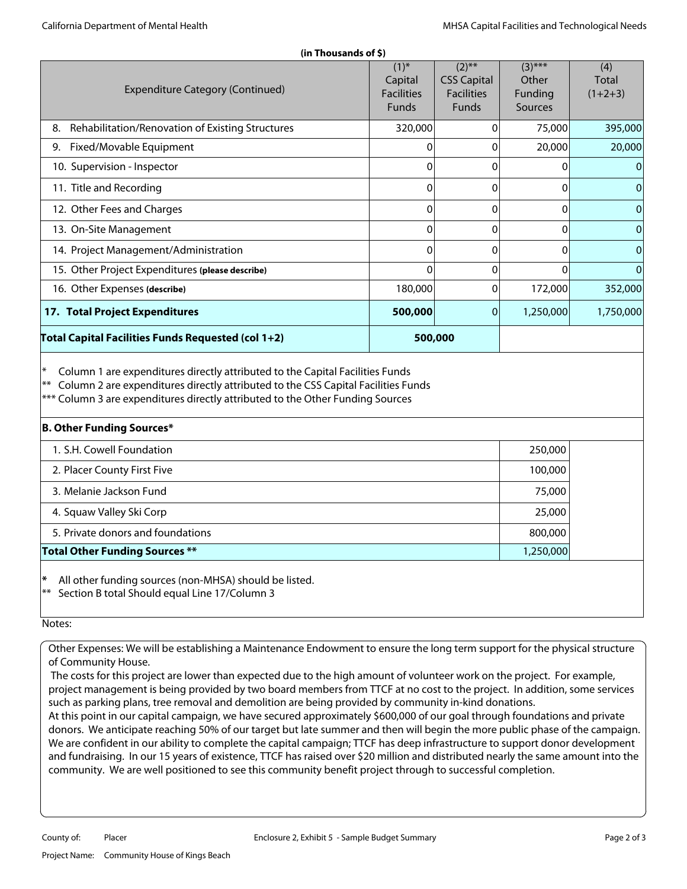**(in Thousands of $)**

| Expenditure Category (Continued) | (1)* Capital Facilities Funds | (2)** CSS Capital Facilities Funds | (3)*** Other Funding Sources | (4) Total (1+2+3) |
|---|---|---|---|---|
| 8. Rehabilitation/Renovation of Existing Structures | 320,000 | 0 | 75,000 | 395,000 |
| 9. Fixed/Movable Equipment | 0 | 0 | 20,000 | 20,000 |
| 10. Supervision - Inspector | 0 | 0 | 0 | 0 |
| 11. Title and Recording | 0 | 0 | 0 | 0 |
| 12. Other Fees and Charges | 0 | 0 | 0 | 0 |
| 13. On-Site Management | 0 | 0 | 0 | 0 |
| 14. Project Management/Administration | 0 | 0 | 0 | 0 |
| 15. Other Project Expenditures **(please describe)** | 0 | 0 | 0 | 0 |
| 16. Other Expenses **(describe)** | 180,000 | 0 | 172,000 | 352,000 |
| **17. Total Project Expenditures** | **500,000** | 0 | 1,250,000 | 1,750,000 |
| **Total Capital Facilities Funds Requested (col 1+2)** | **500,000** | | | |

\* Column 1 are expenditures directly attributed to the Capital Facilities Funds
** Column 2 are expenditures directly attributed to the CSS Capital Facilities Funds
*** Column 3 are expenditures directly attributed to the Other Funding Sources

**B. Other Funding Sources***

| Source | Amount |
|---|---|
| 1. S.H. Cowell Foundation | 250,000 |
| 2. Placer County First Five | 100,000 |
| 3. Melanie Jackson Fund | 75,000 |
| 4. Squaw Valley Ski Corp | 25,000 |
| 5. Private donors and foundations | 800,000 |
| **Total Other Funding Sources **** | 1,250,000 |

\* All other funding sources (non-MHSA) should be listed.
** Section B total Should equal Line 17/Column 3

Notes:

Other Expenses: We will be establishing a Maintenance Endowment to ensure the long term support for the physical structure of Community House.

The costs for this project are lower than expected due to the high amount of volunteer work on the project. For example, project management is being provided by two board members from TTCF at no cost to the project. In addition, some services such as parking plans, tree removal and demolition are being provided by community in-kind donations.

At this point in our capital campaign, we have secured approximately $600,000 of our goal through foundations and private donors. We anticipate reaching 50% of our target but late summer and then will begin the more public phase of the campaign. We are confident in our ability to complete the capital campaign; TTCF has deep infrastructure to support donor development and fundraising. In our 15 years of existence, TTCF has raised over $20 million and distributed nearly the same amount into the community. We are well positioned to see this community benefit project through to successful completion.

County of: Placer

Project Name: Community House of Kings Beach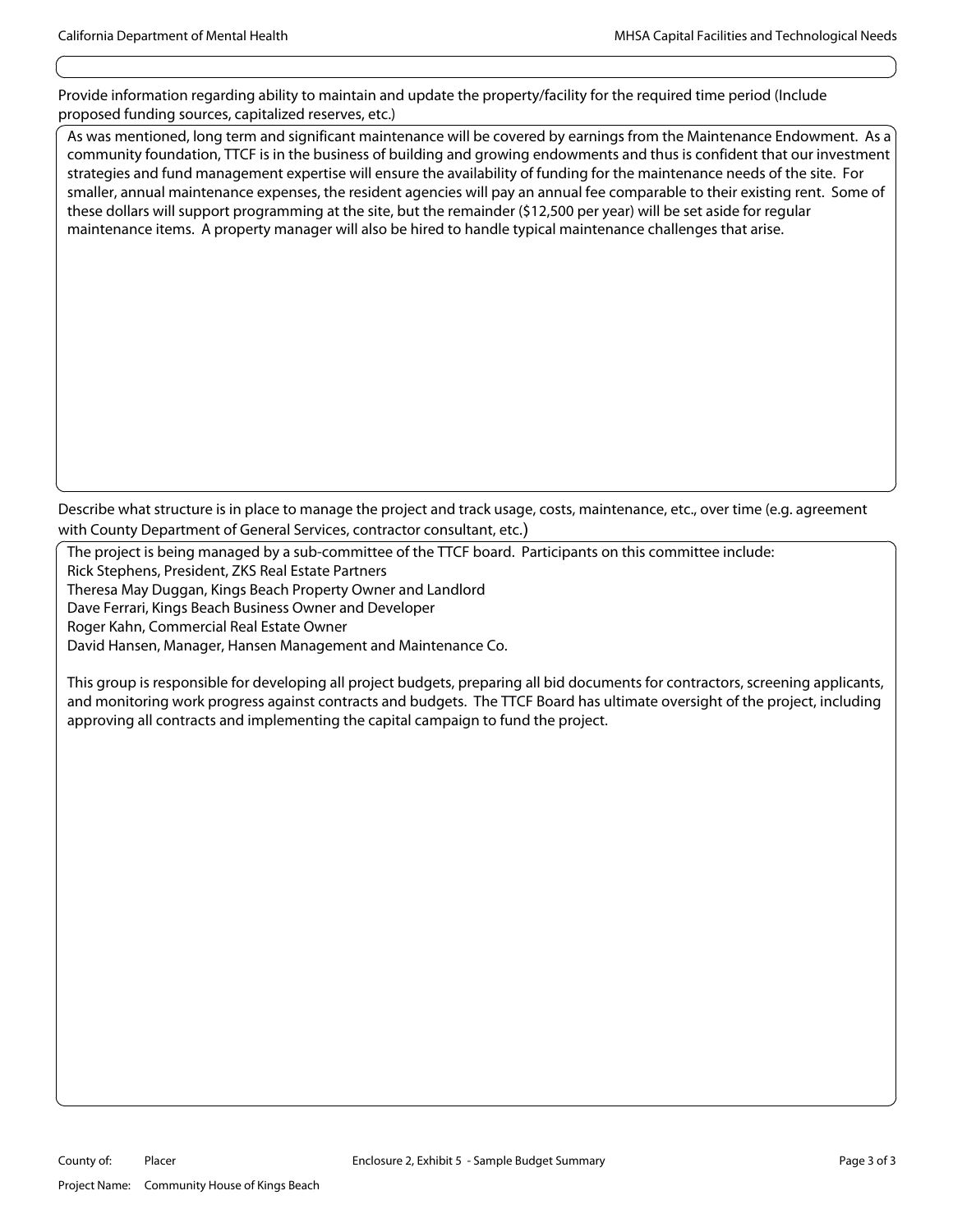Provide information regarding ability to maintain and update the property/facility for the required time period (Include proposed funding sources, capitalized reserves, etc.)

As was mentioned, long term and significant maintenance will be covered by earnings from the Maintenance Endowment. As a community foundation, TTCF is in the business of building and growing endowments and thus is confident that our investment strategies and fund management expertise will ensure the availability of funding for the maintenance needs of the site. For smaller, annual maintenance expenses, the resident agencies will pay an annual fee comparable to their existing rent. Some of these dollars will support programming at the site, but the remainder ($12,500 per year) will be set aside for regular maintenance items. A property manager will also be hired to handle typical maintenance challenges that arise.

Describe what structure is in place to manage the project and track usage, costs, maintenance, etc., over time (e.g. agreement with County Department of General Services, contractor consultant, etc.)

The project is being managed by a sub-committee of the TTCF board. Participants on this committee include:
Rick Stephens, President, ZKS Real Estate Partners
Theresa May Duggan, Kings Beach Property Owner and Landlord
Dave Ferrari, Kings Beach Business Owner and Developer
Roger Kahn, Commercial Real Estate Owner
David Hansen, Manager, Hansen Management and Maintenance Co.

This group is responsible for developing all project budgets, preparing all bid documents for contractors, screening applicants, and monitoring work progress against contracts and budgets. The TTCF Board has ultimate oversight of the project, including approving all contracts and implementing the capital campaign to fund the project.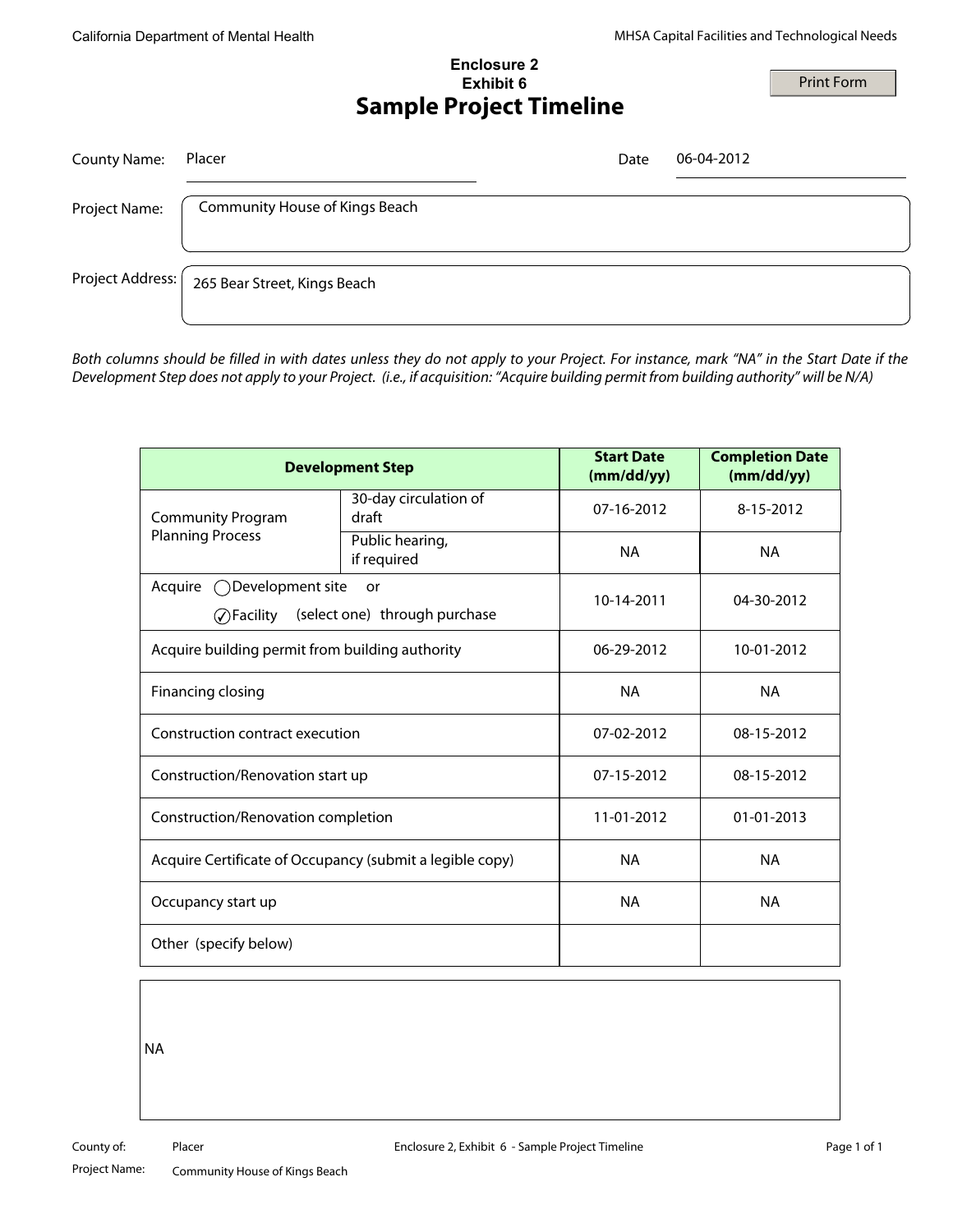California Department of Mental Health

MHSA Capital Facilities and Technological Needs

**Enclosure 2**
**Exhibit 6**

# Sample Project Timeline

County Name: Placer

Date: 06-04-2012

Project Name: Community House of Kings Beach

Project Address: 265 Bear Street, Kings Beach

*Both columns should be filled in with dates unless they do not apply to your Project. For instance, mark "NA" in the Start Date if the Development Step does not apply to your Project. (i.e., if acquisition: "Acquire building permit from building authority" will be N/A)*

| Development Step | | Start Date (mm/dd/yy) | Completion Date (mm/dd/yy) |
|---|---|---|---|
| Community Program Planning Process | 30-day circulation of draft | 07-16-2012 | 8-15-2012 |
| | Public hearing, if required | NA | NA |
| Acquire ◯ Development site or ✓ Facility (select one) through purchase | | 10-14-2011 | 04-30-2012 |
| Acquire building permit from building authority | | 06-29-2012 | 10-01-2012 |
| Financing closing | | NA | NA |
| Construction contract execution | | 07-02-2012 | 08-15-2012 |
| Construction/Renovation start up | | 07-15-2012 | 08-15-2012 |
| Construction/Renovation completion | | 11-01-2012 | 01-01-2013 |
| Acquire Certificate of Occupancy (submit a legible copy) | | NA | NA |
| Occupancy start up | | NA | NA |
| Other (specify below) | | | |

NA

County of: Placer

Project Name: Community House of Kings Beach

Enclosure 2, Exhibit 6 - Sample Project Timeline